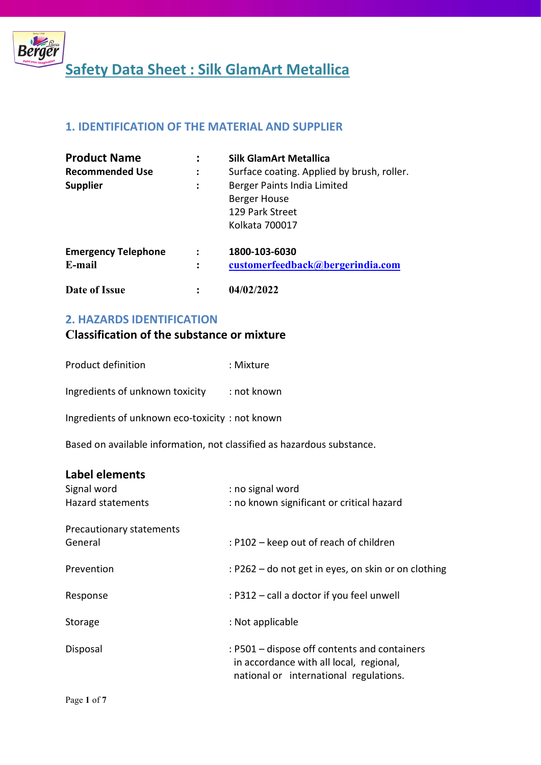# Safety Data Sheet : Silk GlamArt Metallica

## 1. IDENTIFICATION OF THE MATERIAL AND SUPPLIER

| | | |
|---|---|---|
| **Product Name** | : | **Silk GlamArt Metallica** |
| **Recommended Use** | : | Surface coating. Applied by brush, roller. |
| **Supplier** | : | Berger Paints India Limited<br>Berger House<br>129 Park Street<br>Kolkata 700017 |
| **Emergency Telephone** | : | **1800-103-6030** |
| **E-mail** | : | **customerfeedback@bergerindia.com** |
| **Date of Issue** | : | **04/02/2022** |

## 2. HAZARDS IDENTIFICATION

### Classification of the substance or mixture

Product definition : Mixture

Ingredients of unknown toxicity : not known

Ingredients of unknown eco-toxicity : not known

Based on available information, not classified as hazardous substance.

### Label elements

Signal word : no signal word

Hazard statements : no known significant or critical hazard

Precautionary statements

General : P102 – keep out of reach of children

Prevention : P262 – do not get in eyes, on skin or on clothing

Response : P312 – call a doctor if you feel unwell

Storage : Not applicable

Disposal : P501 – dispose off contents and containers in accordance with all local, regional, national or international regulations.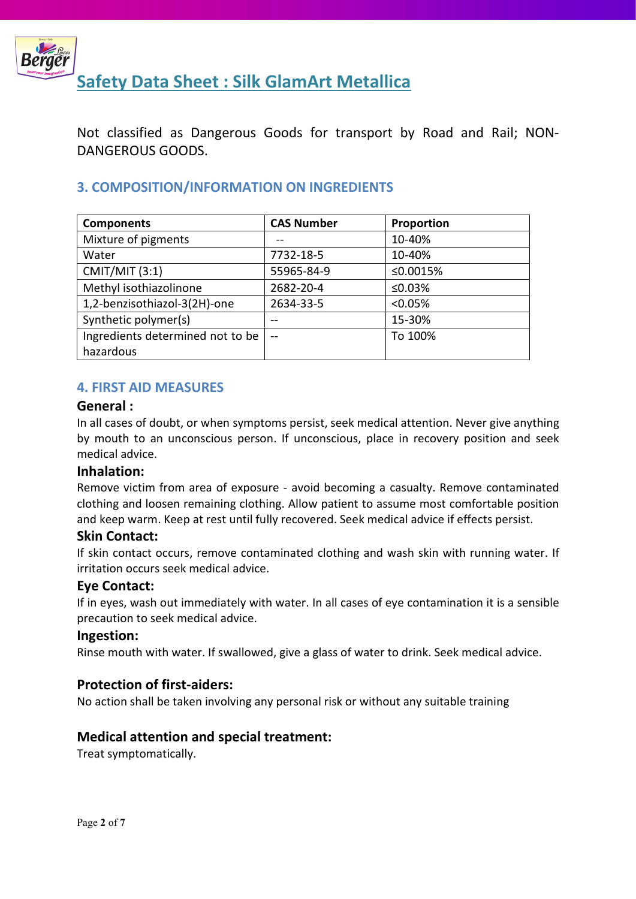# Safety Data Sheet : Silk GlamArt Metallica

Not classified as Dangerous Goods for transport by Road and Rail; NON-DANGEROUS GOODS.

## 3. COMPOSITION/INFORMATION ON INGREDIENTS

| Components | CAS Number | Proportion |
|---|---|---|
| Mixture of pigments | -- | 10-40% |
| Water | 7732-18-5 | 10-40% |
| CMIT/MIT (3:1) | 55965-84-9 | ≤0.0015% |
| Methyl isothiazolinone | 2682-20-4 | ≤0.03% |
| 1,2-benzisothiazol-3(2H)-one | 2634-33-5 | <0.05% |
| Synthetic polymer(s) | -- | 15-30% |
| Ingredients determined not to be hazardous | -- | To 100% |

## 4. FIRST AID MEASURES

### General :

In all cases of doubt, or when symptoms persist, seek medical attention. Never give anything by mouth to an unconscious person. If unconscious, place in recovery position and seek medical advice.

### Inhalation:

Remove victim from area of exposure - avoid becoming a casualty. Remove contaminated clothing and loosen remaining clothing. Allow patient to assume most comfortable position and keep warm. Keep at rest until fully recovered. Seek medical advice if effects persist.

### Skin Contact:

If skin contact occurs, remove contaminated clothing and wash skin with running water. If irritation occurs seek medical advice.

### Eye Contact:

If in eyes, wash out immediately with water. In all cases of eye contamination it is a sensible precaution to seek medical advice.

### Ingestion:

Rinse mouth with water. If swallowed, give a glass of water to drink. Seek medical advice.

### Protection of first-aiders:

No action shall be taken involving any personal risk or without any suitable training

### Medical attention and special treatment:

Treat symptomatically.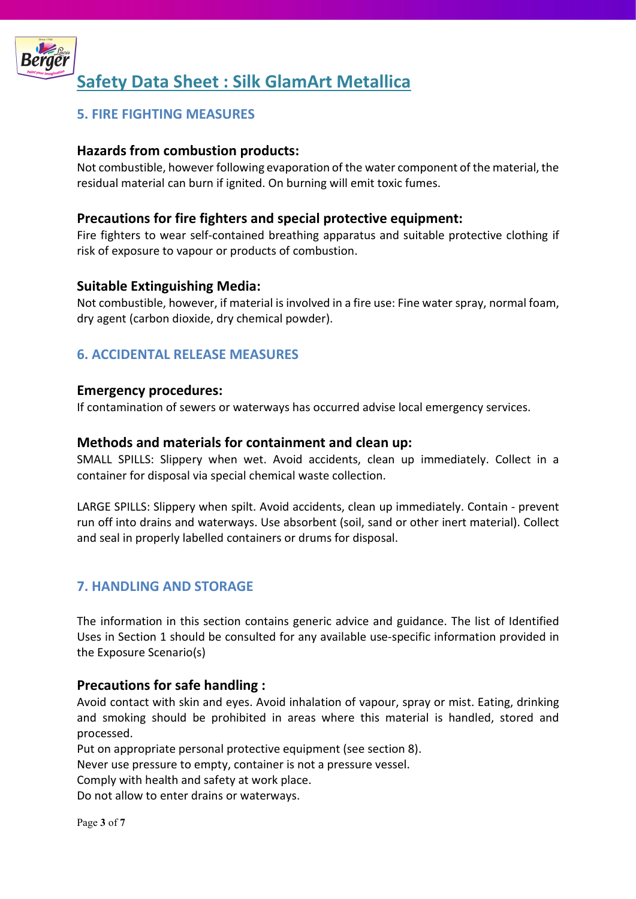# Safety Data Sheet : Silk GlamArt Metallica

## 5. FIRE FIGHTING MEASURES

### Hazards from combustion products:

Not combustible, however following evaporation of the water component of the material, the residual material can burn if ignited. On burning will emit toxic fumes.

### Precautions for fire fighters and special protective equipment:

Fire fighters to wear self-contained breathing apparatus and suitable protective clothing if risk of exposure to vapour or products of combustion.

### Suitable Extinguishing Media:

Not combustible, however, if material is involved in a fire use: Fine water spray, normal foam, dry agent (carbon dioxide, dry chemical powder).

## 6. ACCIDENTAL RELEASE MEASURES

### Emergency procedures:

If contamination of sewers or waterways has occurred advise local emergency services.

### Methods and materials for containment and clean up:

SMALL SPILLS: Slippery when wet. Avoid accidents, clean up immediately. Collect in a container for disposal via special chemical waste collection.

LARGE SPILLS: Slippery when spilt. Avoid accidents, clean up immediately. Contain - prevent run off into drains and waterways. Use absorbent (soil, sand or other inert material). Collect and seal in properly labelled containers or drums for disposal.

## 7. HANDLING AND STORAGE

The information in this section contains generic advice and guidance. The list of Identified Uses in Section 1 should be consulted for any available use-specific information provided in the Exposure Scenario(s)

### Precautions for safe handling :

Avoid contact with skin and eyes. Avoid inhalation of vapour, spray or mist. Eating, drinking and smoking should be prohibited in areas where this material is handled, stored and processed.
Put on appropriate personal protective equipment (see section 8).
Never use pressure to empty, container is not a pressure vessel.
Comply with health and safety at work place.
Do not allow to enter drains or waterways.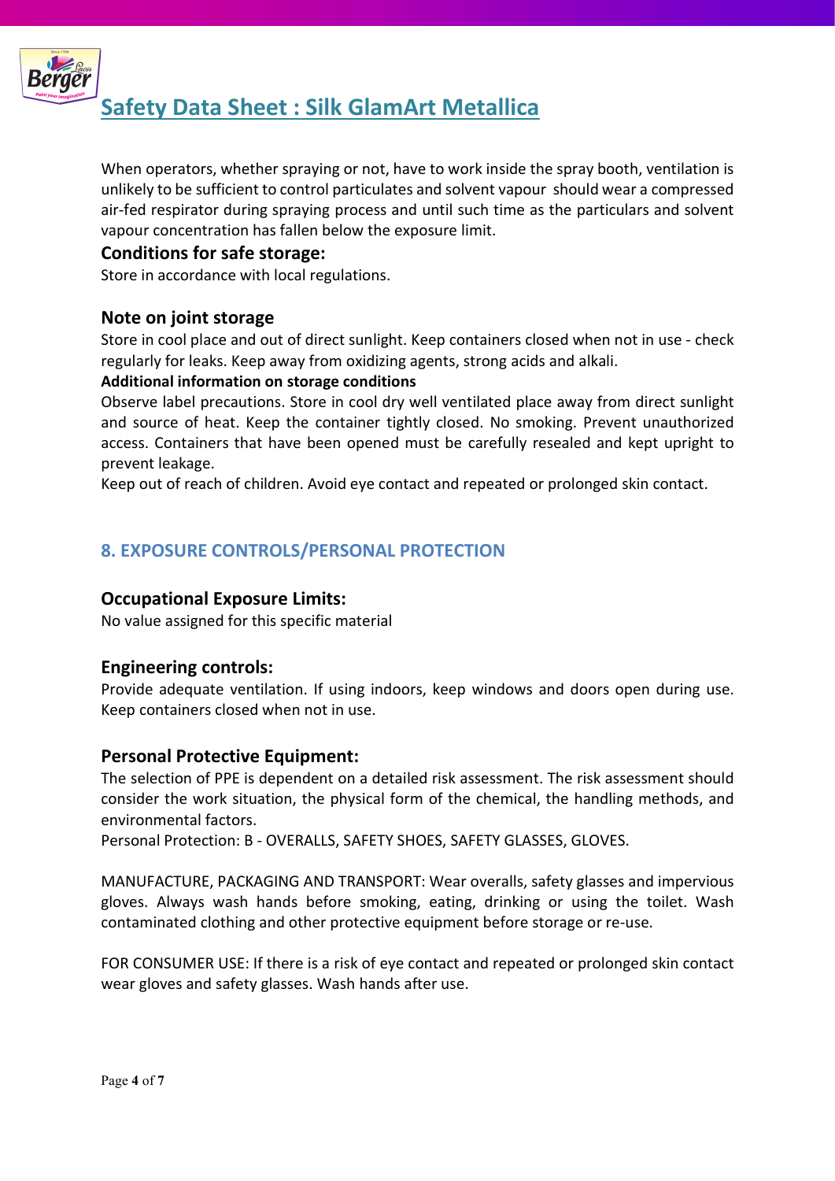When operators, whether spraying or not, have to work inside the spray booth, ventilation is unlikely to be sufficient to control particulates and solvent vapour should wear a compressed air-fed respirator during spraying process and until such time as the particulars and solvent vapour concentration has fallen below the exposure limit.

### Conditions for safe storage:

Store in accordance with local regulations.

### Note on joint storage

Store in cool place and out of direct sunlight. Keep containers closed when not in use - check regularly for leaks. Keep away from oxidizing agents, strong acids and alkali.

**Additional information on storage conditions**

Observe label precautions. Store in cool dry well ventilated place away from direct sunlight and source of heat. Keep the container tightly closed. No smoking. Prevent unauthorized access. Containers that have been opened must be carefully resealed and kept upright to prevent leakage.

Keep out of reach of children. Avoid eye contact and repeated or prolonged skin contact.

## 8. EXPOSURE CONTROLS/PERSONAL PROTECTION

### Occupational Exposure Limits:

No value assigned for this specific material

### Engineering controls:

Provide adequate ventilation. If using indoors, keep windows and doors open during use. Keep containers closed when not in use.

### Personal Protective Equipment:

The selection of PPE is dependent on a detailed risk assessment. The risk assessment should consider the work situation, the physical form of the chemical, the handling methods, and environmental factors.

Personal Protection: B - OVERALLS, SAFETY SHOES, SAFETY GLASSES, GLOVES.

MANUFACTURE, PACKAGING AND TRANSPORT: Wear overalls, safety glasses and impervious gloves. Always wash hands before smoking, eating, drinking or using the toilet. Wash contaminated clothing and other protective equipment before storage or re-use.

FOR CONSUMER USE: If there is a risk of eye contact and repeated or prolonged skin contact wear gloves and safety glasses. Wash hands after use.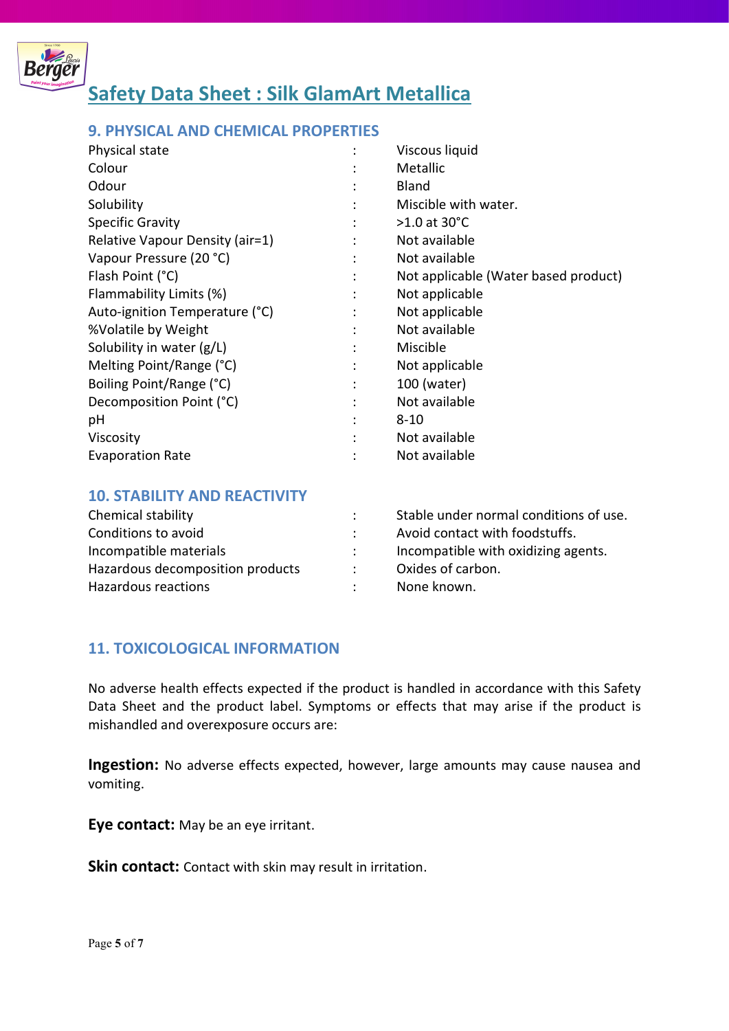# Safety Data Sheet : Silk GlamArt Metallica

## 9. PHYSICAL AND CHEMICAL PROPERTIES

| Property | | Value |
|---|---|---|
| Physical state | : | Viscous liquid |
| Colour | : | Metallic |
| Odour | : | Bland |
| Solubility | : | Miscible with water. |
| Specific Gravity | : | >1.0 at 30°C |
| Relative Vapour Density (air=1) | : | Not available |
| Vapour Pressure (20 °C) | : | Not available |
| Flash Point (°C) | : | Not applicable (Water based product) |
| Flammability Limits (%) | : | Not applicable |
| Auto-ignition Temperature (°C) | : | Not applicable |
| %Volatile by Weight | : | Not available |
| Solubility in water (g/L) | : | Miscible |
| Melting Point/Range (°C) | : | Not applicable |
| Boiling Point/Range (°C) | : | 100 (water) |
| Decomposition Point (°C) | : | Not available |
| pH | : | 8-10 |
| Viscosity | : | Not available |
| Evaporation Rate | : | Not available |

## 10. STABILITY AND REACTIVITY

| Property | | Value |
|---|---|---|
| Chemical stability | : | Stable under normal conditions of use. |
| Conditions to avoid | : | Avoid contact with foodstuffs. |
| Incompatible materials | : | Incompatible with oxidizing agents. |
| Hazardous decomposition products | : | Oxides of carbon. |
| Hazardous reactions | : | None known. |

## 11. TOXICOLOGICAL INFORMATION

No adverse health effects expected if the product is handled in accordance with this Safety Data Sheet and the product label. Symptoms or effects that may arise if the product is mishandled and overexposure occurs are:

**Ingestion:** No adverse effects expected, however, large amounts may cause nausea and vomiting.

**Eye contact:** May be an eye irritant.

**Skin contact:** Contact with skin may result in irritation.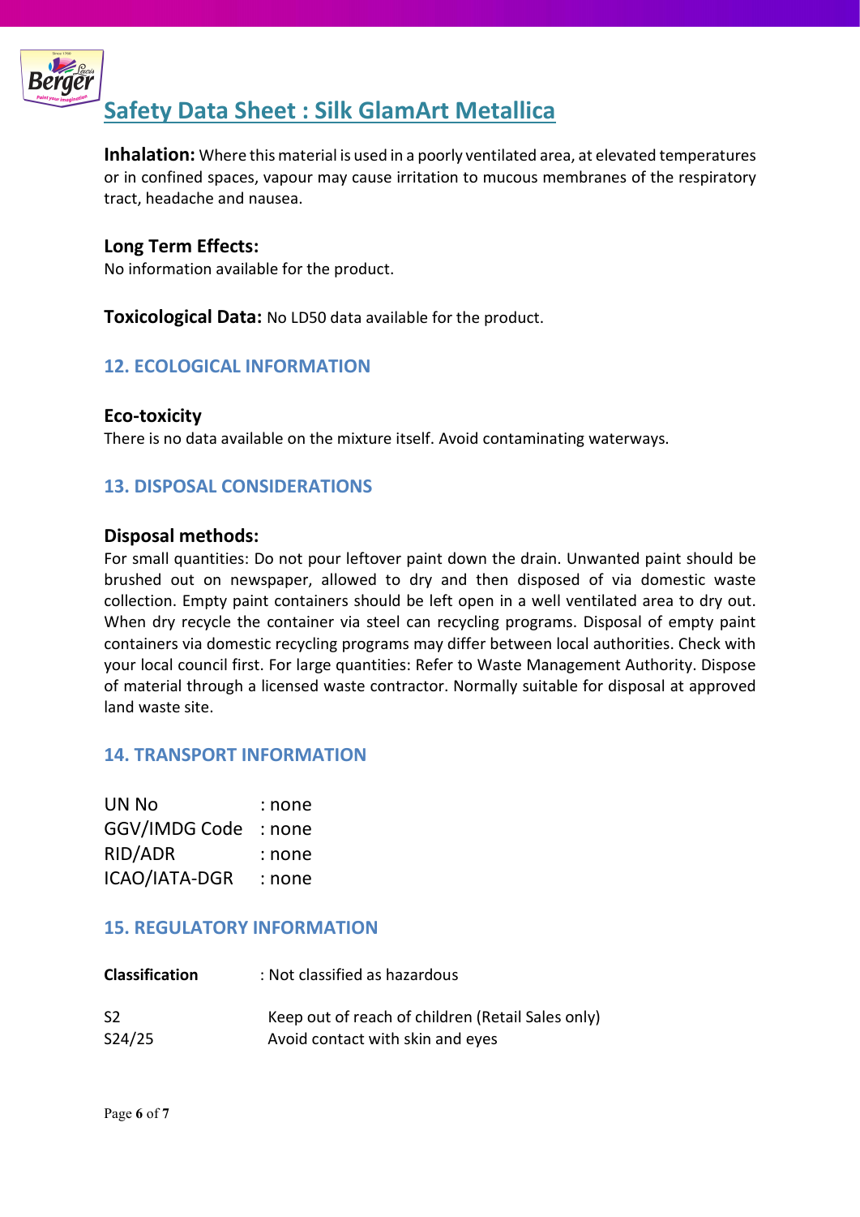**Inhalation:** Where this material is used in a poorly ventilated area, at elevated temperatures or in confined spaces, vapour may cause irritation to mucous membranes of the respiratory tract, headache and nausea.

**Long Term Effects:**
No information available for the product.

**Toxicological Data:** No LD50 data available for the product.

## 12. ECOLOGICAL INFORMATION

**Eco-toxicity**
There is no data available on the mixture itself. Avoid contaminating waterways.

## 13. DISPOSAL CONSIDERATIONS

**Disposal methods:**
For small quantities: Do not pour leftover paint down the drain. Unwanted paint should be brushed out on newspaper, allowed to dry and then disposed of via domestic waste collection. Empty paint containers should be left open in a well ventilated area to dry out. When dry recycle the container via steel can recycling programs. Disposal of empty paint containers via domestic recycling programs may differ between local authorities. Check with your local council first. For large quantities: Refer to Waste Management Authority. Dispose of material through a licensed waste contractor. Normally suitable for disposal at approved land waste site.

## 14. TRANSPORT INFORMATION

| | |
|---|---|
| UN No | : none |
| GGV/IMDG Code | : none |
| RID/ADR | : none |
| ICAO/IATA-DGR | : none |

## 15. REGULATORY INFORMATION

**Classification** : Not classified as hazardous

| | |
|---|---|
| S2 | Keep out of reach of children (Retail Sales only) |
| S24/25 | Avoid contact with skin and eyes |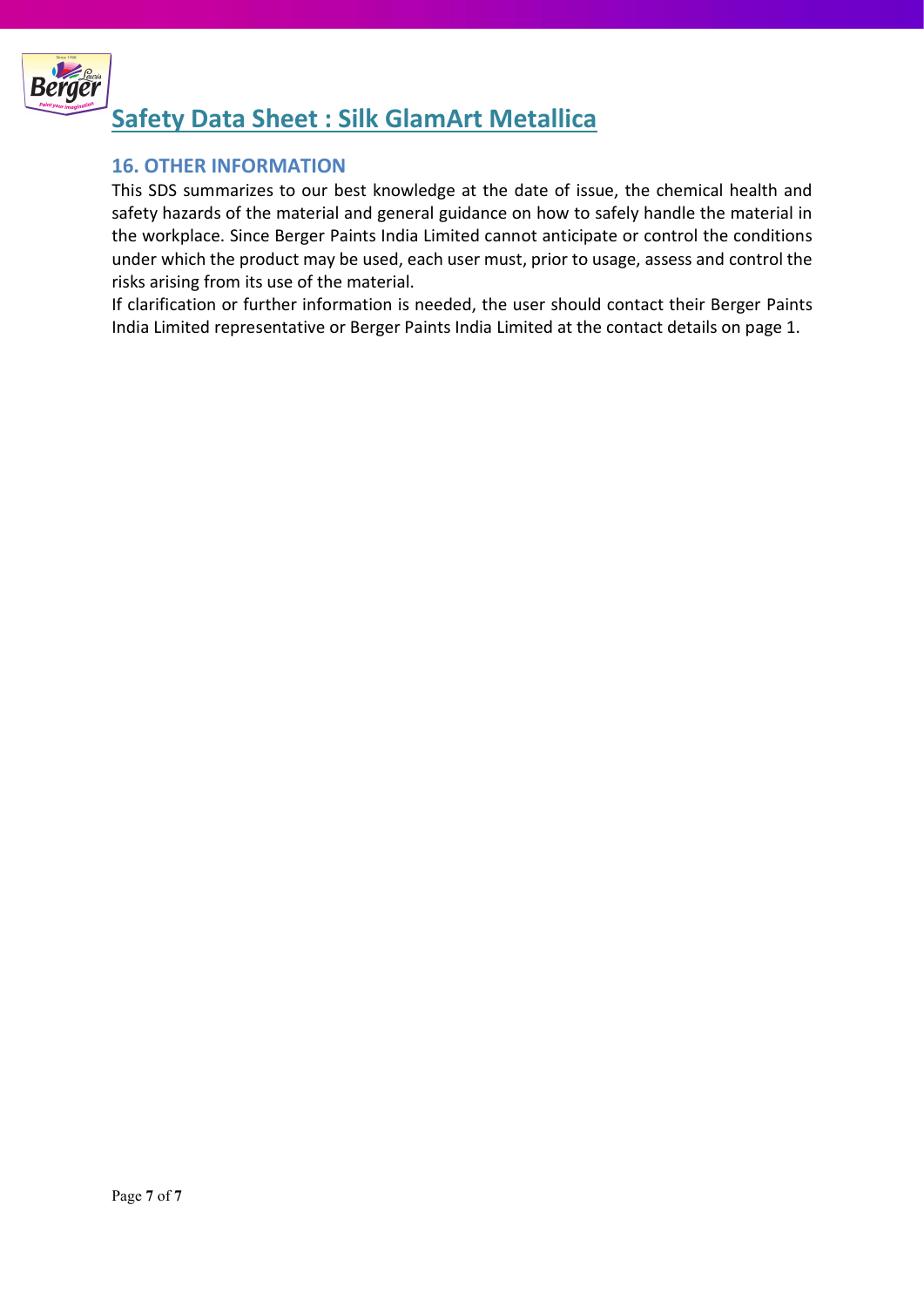# Safety Data Sheet : Silk GlamArt Metallica

## 16. OTHER INFORMATION

This SDS summarizes to our best knowledge at the date of issue, the chemical health and safety hazards of the material and general guidance on how to safely handle the material in the workplace. Since Berger Paints India Limited cannot anticipate or control the conditions under which the product may be used, each user must, prior to usage, assess and control the risks arising from its use of the material.

If clarification or further information is needed, the user should contact their Berger Paints India Limited representative or Berger Paints India Limited at the contact details on page 1.